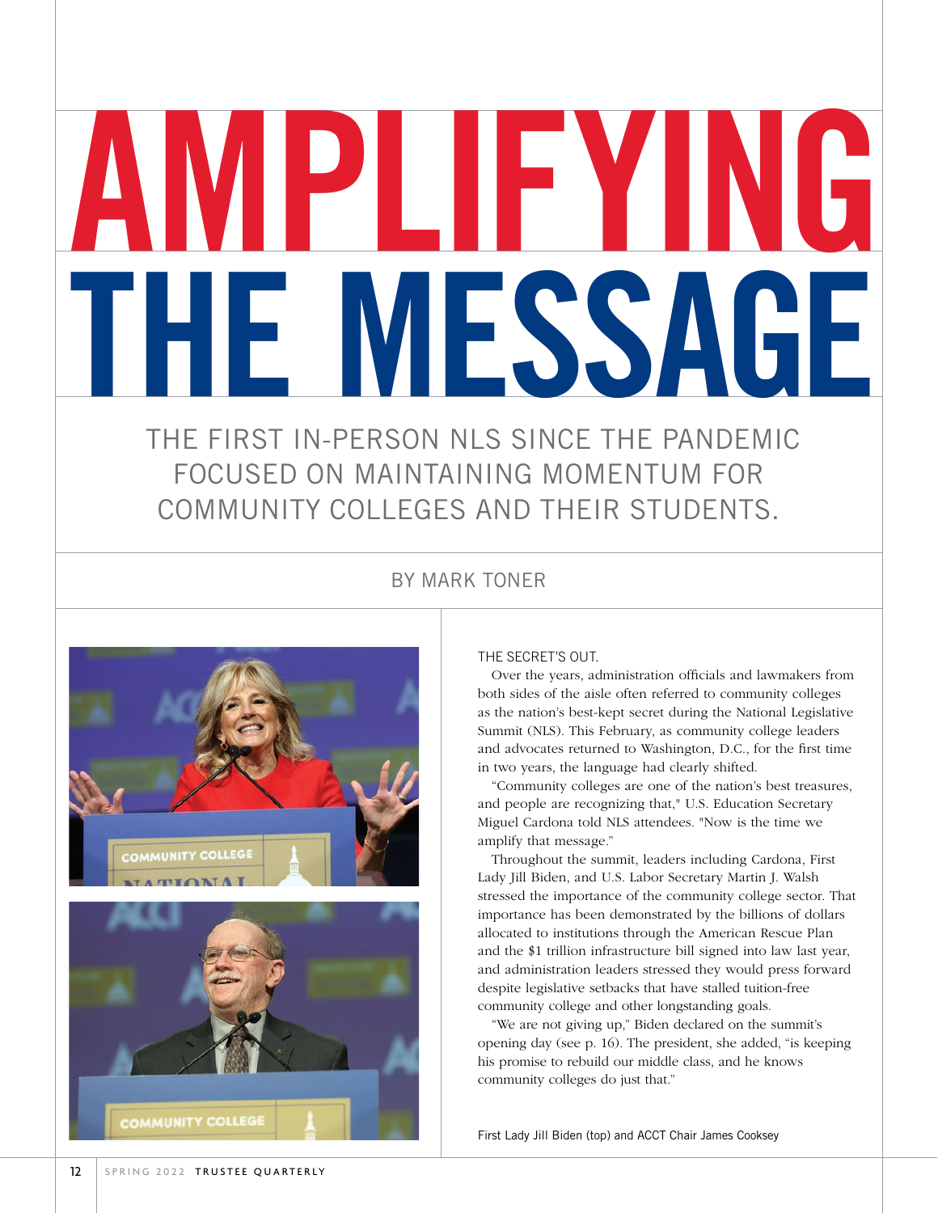# AMPLIFYING THE MESSAGE

## THE FIRST IN-PERSON NLS SINCE THE PANDEMIC FOCUSED ON MAINTAINING MOMENTUM FOR COMMUNITY COLLEGES AND THEIR STUDENTS.

BY MARK TONER

First Lady Jill Biden (top) and ACCT Chair James Cooksey

THE SECRET'S OUT.

Over the years, administration officials and lawmakers from both sides of the aisle often referred to community colleges as the nation's best-kept secret during the National Legislative Summit (NLS). This February, as community college leaders and advocates returned to Washington, D.C., for the first time in two years, the language had clearly shifted.

"Community colleges are one of the nation's best treasures, and people are recognizing that," U.S. Education Secretary Miguel Cardona told NLS attendees. "Now is the time we amplify that message."

Throughout the summit, leaders including Cardona, First Lady Jill Biden, and U.S. Labor Secretary Martin J. Walsh stressed the importance of the community college sector. That importance has been demonstrated by the billions of dollars allocated to institutions through the American Rescue Plan and the $1 trillion infrastructure bill signed into law last year, and administration leaders stressed they would press forward despite legislative setbacks that have stalled tuition-free community college and other longstanding goals.

"We are not giving up," Biden declared on the summit's opening day (see p. 16). The president, she added, "is keeping his promise to rebuild our middle class, and he knows community colleges do just that."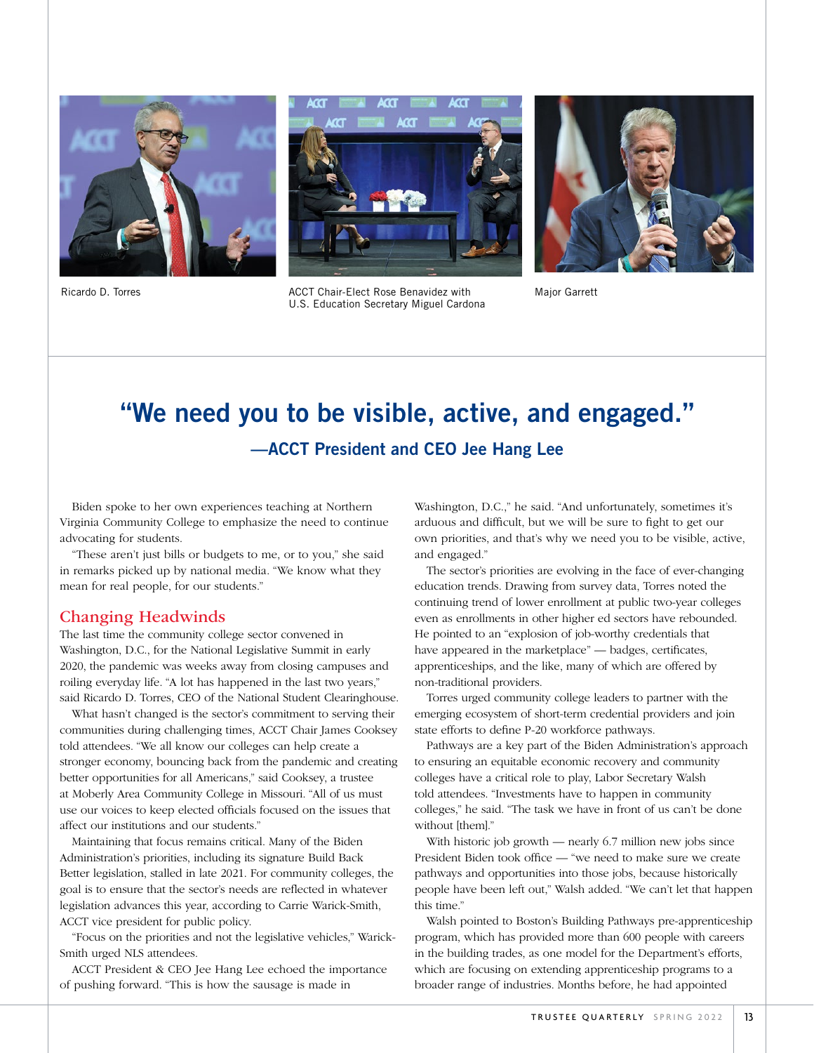Ricardo D. Torres

ACCT Chair-Elect Rose Benavidez with U.S. Education Secretary Miguel Cardona

Major Garrett

## "We need you to be visible, active, and engaged."

### —ACCT President and CEO Jee Hang Lee

Biden spoke to her own experiences teaching at Northern Virginia Community College to emphasize the need to continue advocating for students.

"These aren't just bills or budgets to me, or to you," she said in remarks picked up by national media. "We know what they mean for real people, for our students."

## Changing Headwinds

The last time the community college sector convened in Washington, D.C., for the National Legislative Summit in early 2020, the pandemic was weeks away from closing campuses and roiling everyday life. "A lot has happened in the last two years," said Ricardo D. Torres, CEO of the National Student Clearinghouse.

What hasn't changed is the sector's commitment to serving their communities during challenging times, ACCT Chair James Cooksey told attendees. "We all know our colleges can help create a stronger economy, bouncing back from the pandemic and creating better opportunities for all Americans," said Cooksey, a trustee at Moberly Area Community College in Missouri. "All of us must use our voices to keep elected officials focused on the issues that affect our institutions and our students."

Maintaining that focus remains critical. Many of the Biden Administration's priorities, including its signature Build Back Better legislation, stalled in late 2021. For community colleges, the goal is to ensure that the sector's needs are reflected in whatever legislation advances this year, according to Carrie Warick-Smith, ACCT vice president for public policy.

"Focus on the priorities and not the legislative vehicles," Warick-Smith urged NLS attendees.

ACCT President & CEO Jee Hang Lee echoed the importance of pushing forward. "This is how the sausage is made in Washington, D.C.," he said. "And unfortunately, sometimes it's arduous and difficult, but we will be sure to fight to get our own priorities, and that's why we need you to be visible, active, and engaged."

The sector's priorities are evolving in the face of ever-changing education trends. Drawing from survey data, Torres noted the continuing trend of lower enrollment at public two-year colleges even as enrollments in other higher ed sectors have rebounded. He pointed to an "explosion of job-worthy credentials that have appeared in the marketplace" — badges, certificates, apprenticeships, and the like, many of which are offered by non-traditional providers.

Torres urged community college leaders to partner with the emerging ecosystem of short-term credential providers and join state efforts to define P-20 workforce pathways.

Pathways are a key part of the Biden Administration's approach to ensuring an equitable economic recovery and community colleges have a critical role to play, Labor Secretary Walsh told attendees. "Investments have to happen in community colleges," he said. "The task we have in front of us can't be done without [them]."

With historic job growth — nearly 6.7 million new jobs since President Biden took office — "we need to make sure we create pathways and opportunities into those jobs, because historically people have been left out," Walsh added. "We can't let that happen this time."

Walsh pointed to Boston's Building Pathways pre-apprenticeship program, which has provided more than 600 people with careers in the building trades, as one model for the Department's efforts, which are focusing on extending apprenticeship programs to a broader range of industries. Months before, he had appointed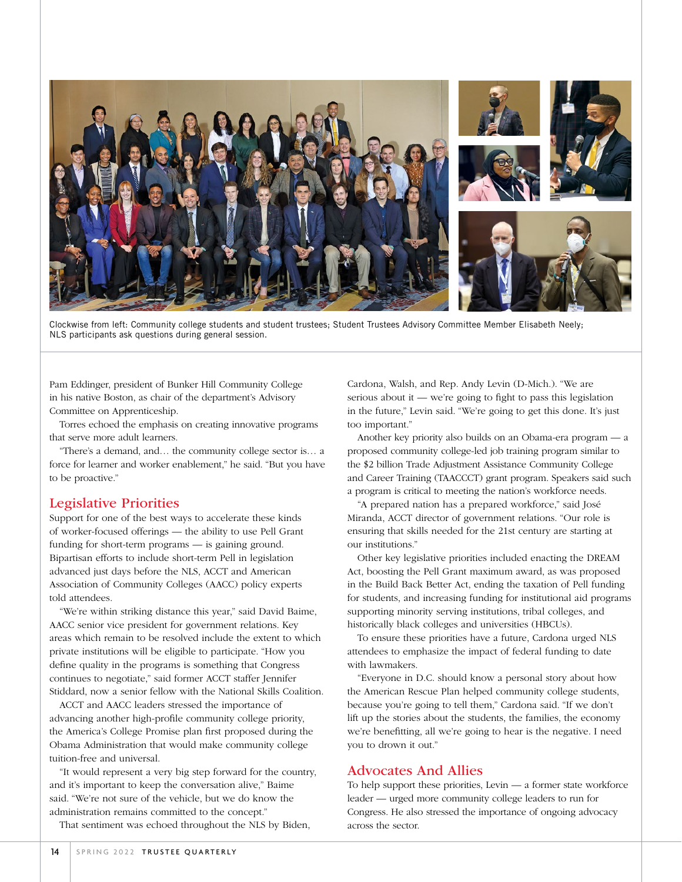Clockwise from left: Community college students and student trustees; Student Trustees Advisory Committee Member Elisabeth Neely; NLS participants ask questions during general session.

Pam Eddinger, president of Bunker Hill Community College in his native Boston, as chair of the department's Advisory Committee on Apprenticeship.

Torres echoed the emphasis on creating innovative programs that serve more adult learners.

"There's a demand, and… the community college sector is… a force for learner and worker enablement," he said. "But you have to be proactive."

## Legislative Priorities

Support for one of the best ways to accelerate these kinds of worker-focused offerings — the ability to use Pell Grant funding for short-term programs — is gaining ground. Bipartisan efforts to include short-term Pell in legislation advanced just days before the NLS, ACCT and American Association of Community Colleges (AACC) policy experts told attendees.

"We're within striking distance this year," said David Baime, AACC senior vice president for government relations. Key areas which remain to be resolved include the extent to which private institutions will be eligible to participate. "How you define quality in the programs is something that Congress continues to negotiate," said former ACCT staffer Jennifer Stiddard, now a senior fellow with the National Skills Coalition.

ACCT and AACC leaders stressed the importance of advancing another high-profile community college priority, the America's College Promise plan first proposed during the Obama Administration that would make community college tuition-free and universal.

"It would represent a very big step forward for the country, and it's important to keep the conversation alive," Baime said. "We're not sure of the vehicle, but we do know the administration remains committed to the concept."

That sentiment was echoed throughout the NLS by Biden, Cardona, Walsh, and Rep. Andy Levin (D-Mich.). "We are serious about it — we're going to fight to pass this legislation in the future," Levin said. "We're going to get this done. It's just too important."

Another key priority also builds on an Obama-era program — a proposed community college-led job training program similar to the $2 billion Trade Adjustment Assistance Community College and Career Training (TAACCCT) grant program. Speakers said such a program is critical to meeting the nation's workforce needs.

"A prepared nation has a prepared workforce," said José Miranda, ACCT director of government relations. "Our role is ensuring that skills needed for the 21st century are starting at our institutions."

Other key legislative priorities included enacting the DREAM Act, boosting the Pell Grant maximum award, as was proposed in the Build Back Better Act, ending the taxation of Pell funding for students, and increasing funding for institutional aid programs supporting minority serving institutions, tribal colleges, and historically black colleges and universities (HBCUs).

To ensure these priorities have a future, Cardona urged NLS attendees to emphasize the impact of federal funding to date with lawmakers.

"Everyone in D.C. should know a personal story about how the American Rescue Plan helped community college students, because you're going to tell them," Cardona said. "If we don't lift up the stories about the students, the families, the economy we're benefitting, all we're going to hear is the negative. I need you to drown it out."

## Advocates And Allies

To help support these priorities, Levin — a former state workforce leader — urged more community college leaders to run for Congress. He also stressed the importance of ongoing advocacy across the sector.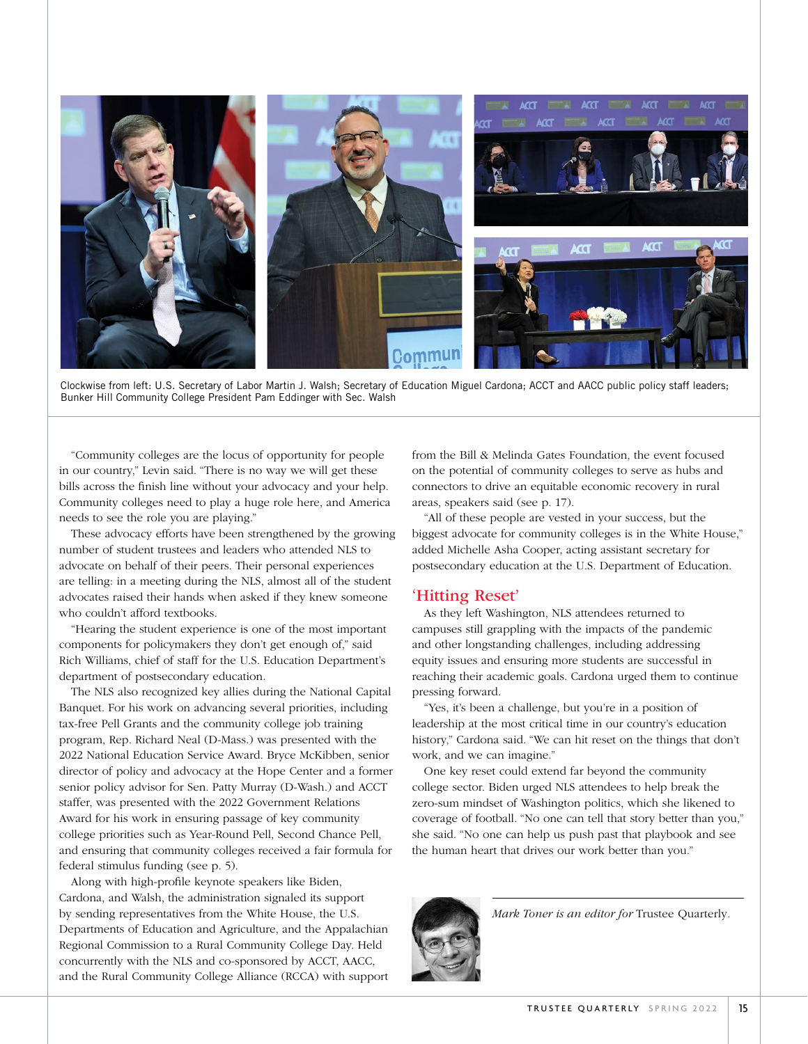Clockwise from left: U.S. Secretary of Labor Martin J. Walsh; Secretary of Education Miguel Cardona; ACCT and AACC public policy staff leaders; Bunker Hill Community College President Pam Eddinger with Sec. Walsh

"Community colleges are the locus of opportunity for people in our country," Levin said. "There is no way we will get these bills across the finish line without your advocacy and your help. Community colleges need to play a huge role here, and America needs to see the role you are playing."

These advocacy efforts have been strengthened by the growing number of student trustees and leaders who attended NLS to advocate on behalf of their peers. Their personal experiences are telling: in a meeting during the NLS, almost all of the student advocates raised their hands when asked if they knew someone who couldn't afford textbooks.

"Hearing the student experience is one of the most important components for policymakers they don't get enough of," said Rich Williams, chief of staff for the U.S. Education Department's department of postsecondary education.

The NLS also recognized key allies during the National Capital Banquet. For his work on advancing several priorities, including tax-free Pell Grants and the community college job training program, Rep. Richard Neal (D-Mass.) was presented with the 2022 National Education Service Award. Bryce McKibben, senior director of policy and advocacy at the Hope Center and a former senior policy advisor for Sen. Patty Murray (D-Wash.) and ACCT staffer, was presented with the 2022 Government Relations Award for his work in ensuring passage of key community college priorities such as Year-Round Pell, Second Chance Pell, and ensuring that community colleges received a fair formula for federal stimulus funding (see p. 5).

Along with high-profile keynote speakers like Biden, Cardona, and Walsh, the administration signaled its support by sending representatives from the White House, the U.S. Departments of Education and Agriculture, and the Appalachian Regional Commission to a Rural Community College Day. Held concurrently with the NLS and co-sponsored by ACCT, AACC, and the Rural Community College Alliance (RCCA) with support from the Bill & Melinda Gates Foundation, the event focused on the potential of community colleges to serve as hubs and connectors to drive an equitable economic recovery in rural areas, speakers said (see p. 17).

"All of these people are vested in your success, but the biggest advocate for community colleges is in the White House," added Michelle Asha Cooper, acting assistant secretary for postsecondary education at the U.S. Department of Education.

## 'Hitting Reset'

As they left Washington, NLS attendees returned to campuses still grappling with the impacts of the pandemic and other longstanding challenges, including addressing equity issues and ensuring more students are successful in reaching their academic goals. Cardona urged them to continue pressing forward.

"Yes, it's been a challenge, but you're in a position of leadership at the most critical time in our country's education history," Cardona said. "We can hit reset on the things that don't work, and we can imagine."

One key reset could extend far beyond the community college sector. Biden urged NLS attendees to help break the zero-sum mindset of Washington politics, which she likened to coverage of football. "No one can tell that story better than you," she said. "No one can help us push past that playbook and see the human heart that drives our work better than you."

*Mark Toner is an editor for* Trustee Quarterly.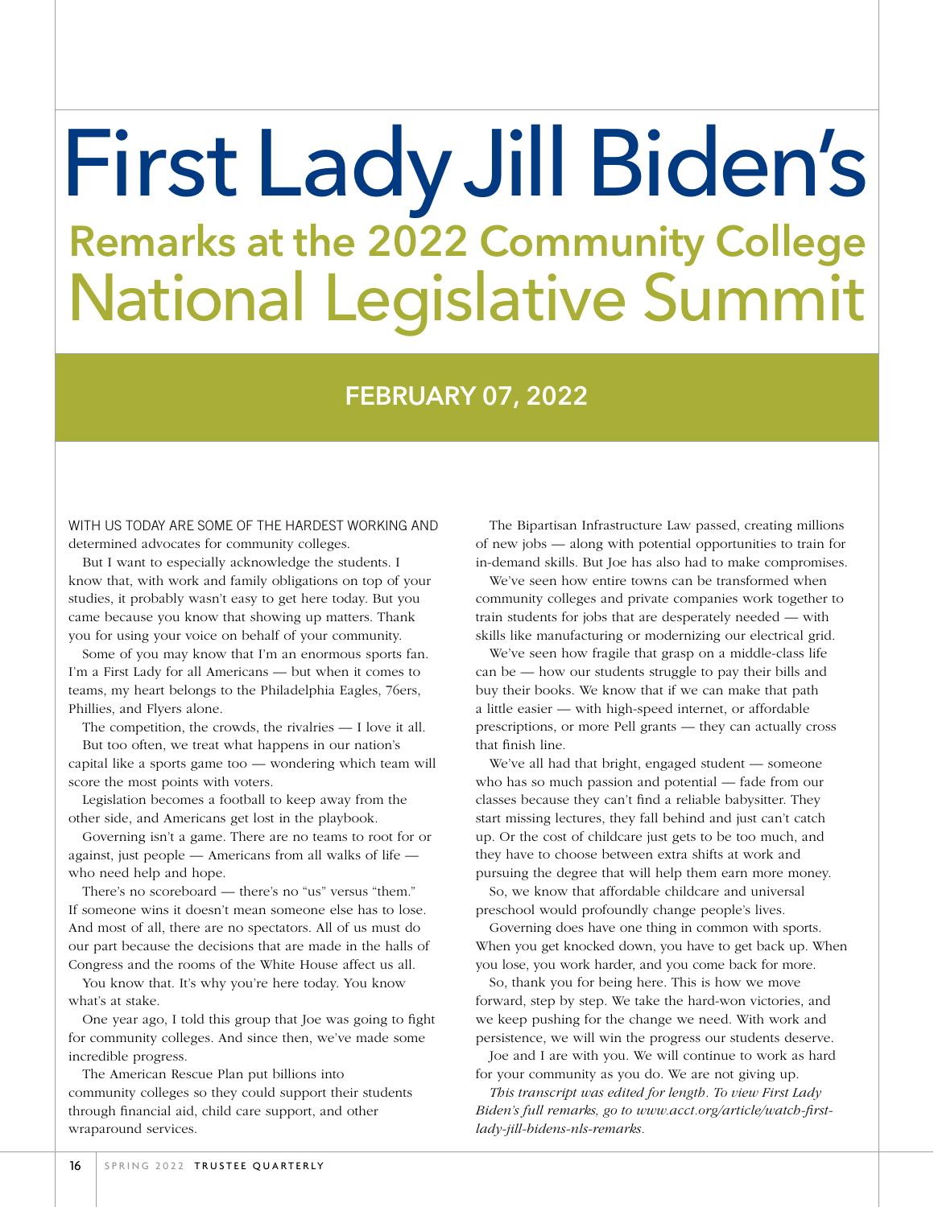# First Lady Jill Biden's

## Remarks at the 2022 Community College National Legislative Summit

**FEBRUARY 07, 2022**

WITH US TODAY ARE SOME OF THE HARDEST WORKING AND determined advocates for community colleges.

But I want to especially acknowledge the students. I know that, with work and family obligations on top of your studies, it probably wasn't easy to get here today. But you came because you know that showing up matters. Thank you for using your voice on behalf of your community.

Some of you may know that I'm an enormous sports fan. I'm a First Lady for all Americans — but when it comes to teams, my heart belongs to the Philadelphia Eagles, 76ers, Phillies, and Flyers alone.

The competition, the crowds, the rivalries — I love it all.

But too often, we treat what happens in our nation's capital like a sports game too — wondering which team will score the most points with voters.

Legislation becomes a football to keep away from the other side, and Americans get lost in the playbook.

Governing isn't a game. There are no teams to root for or against, just people — Americans from all walks of life — who need help and hope.

There's no scoreboard — there's no "us" versus "them." If someone wins it doesn't mean someone else has to lose. And most of all, there are no spectators. All of us must do our part because the decisions that are made in the halls of Congress and the rooms of the White House affect us all.

You know that. It's why you're here today. You know what's at stake.

One year ago, I told this group that Joe was going to fight for community colleges. And since then, we've made some incredible progress.

The American Rescue Plan put billions into community colleges so they could support their students through financial aid, child care support, and other wraparound services.

The Bipartisan Infrastructure Law passed, creating millions of new jobs — along with potential opportunities to train for in-demand skills. But Joe has also had to make compromises.

We've seen how entire towns can be transformed when community colleges and private companies work together to train students for jobs that are desperately needed — with skills like manufacturing or modernizing our electrical grid.

We've seen how fragile that grasp on a middle-class life can be — how our students struggle to pay their bills and buy their books. We know that if we can make that path a little easier — with high-speed internet, or affordable prescriptions, or more Pell grants — they can actually cross that finish line.

We've all had that bright, engaged student — someone who has so much passion and potential — fade from our classes because they can't find a reliable babysitter. They start missing lectures, they fall behind and just can't catch up. Or the cost of childcare just gets to be too much, and they have to choose between extra shifts at work and pursuing the degree that will help them earn more money.

So, we know that affordable childcare and universal preschool would profoundly change people's lives.

Governing does have one thing in common with sports. When you get knocked down, you have to get back up. When you lose, you work harder, and you come back for more.

So, thank you for being here. This is how we move forward, step by step. We take the hard-won victories, and we keep pushing for the change we need. With work and persistence, we will win the progress our students deserve.

Joe and I are with you. We will continue to work as hard for your community as you do. We are not giving up.

*This transcript was edited for length. To view First Lady Biden's full remarks, go to www.acct.org/article/watch-first-lady-jill-bidens-nls-remarks.*